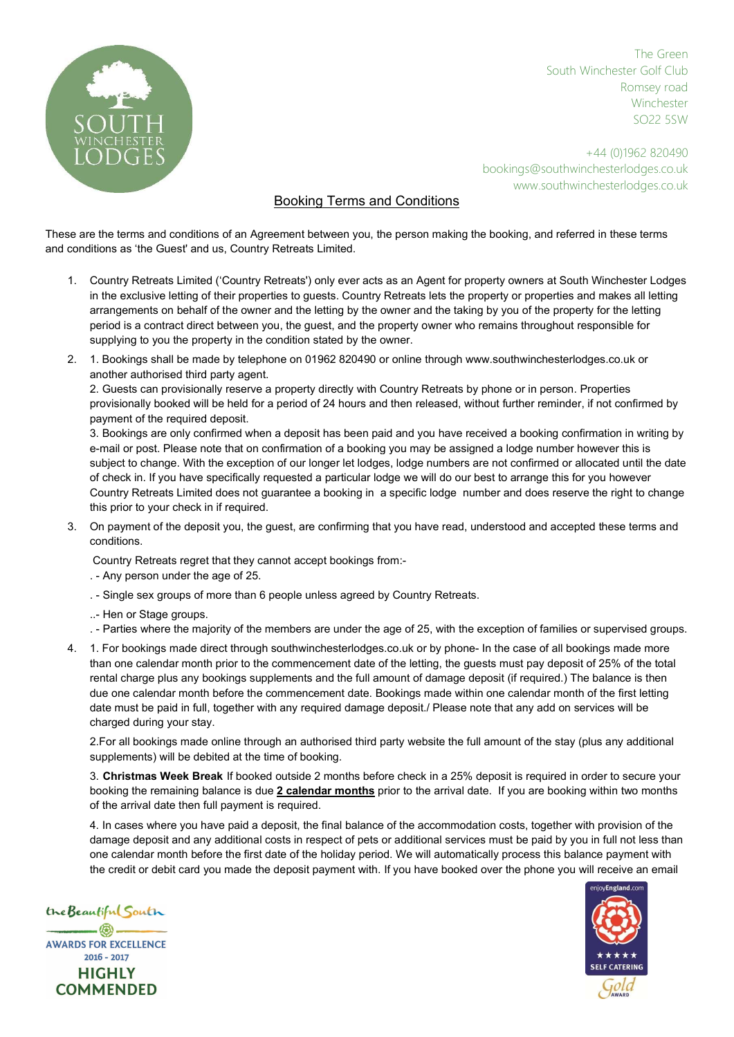The Green
South Winchester Golf Club
Romsey road
Winchester
SO22 5SW

+44 (0)1962 820490
bookings@southwinchesterlodges.co.uk
www.southwinchesterlodges.co.uk

# Booking Terms and Conditions

These are the terms and conditions of an Agreement between you, the person making the booking, and referred in these terms and conditions as 'the Guest' and us, Country Retreats Limited.

1. Country Retreats Limited ('Country Retreats') only ever acts as an Agent for property owners at South Winchester Lodges in the exclusive letting of their properties to guests. Country Retreats lets the property or properties and makes all letting arrangements on behalf of the owner and the letting by the owner and the taking by you of the property for the letting period is a contract direct between you, the guest, and the property owner who remains throughout responsible for supplying to you the property in the condition stated by the owner.

2. 1. Bookings shall be made by telephone on 01962 820490 or online through www.southwinchesterlodges.co.uk or another authorised third party agent.
   2. Guests can provisionally reserve a property directly with Country Retreats by phone or in person. Properties provisionally booked will be held for a period of 24 hours and then released, without further reminder, if not confirmed by payment of the required deposit.
   3. Bookings are only confirmed when a deposit has been paid and you have received a booking confirmation in writing by e-mail or post. Please note that on confirmation of a booking you may be assigned a lodge number however this is subject to change. With the exception of our longer let lodges, lodge numbers are not confirmed or allocated until the date of check in. If you have specifically requested a particular lodge we will do our best to arrange this for you however Country Retreats Limited does not guarantee a booking in a specific lodge number and does reserve the right to change this prior to your check in if required.

3. On payment of the deposit you, the guest, are confirming that you have read, understood and accepted these terms and conditions.

   Country Retreats regret that they cannot accept bookings from:-
   . - Any person under the age of 25.
   . - Single sex groups of more than 6 people unless agreed by Country Retreats.
   ..- Hen or Stage groups.
   . - Parties where the majority of the members are under the age of 25, with the exception of families or supervised groups.

4. 1. For bookings made direct through southwinchesterlodges.co.uk or by phone- In the case of all bookings made more than one calendar month prior to the commencement date of the letting, the guests must pay deposit of 25% of the total rental charge plus any bookings supplements and the full amount of damage deposit (if required.) The balance is then due one calendar month before the commencement date. Bookings made within one calendar month of the first letting date must be paid in full, together with any required damage deposit./ Please note that any add on services will be charged during your stay.

   2.For all bookings made online through an authorised third party website the full amount of the stay (plus any additional supplements) will be debited at the time of booking.

   3. **Christmas Week Break** If booked outside 2 months before check in a 25% deposit is required in order to secure your booking the remaining balance is due **2 calendar months** prior to the arrival date. If you are booking within two months of the arrival date then full payment is required.

   4. In cases where you have paid a deposit, the final balance of the accommodation costs, together with provision of the damage deposit and any additional costs in respect of pets or additional services must be paid by you in full not less than one calendar month before the first date of the holiday period. We will automatically process this balance payment with the credit or debit card you made the deposit payment with. If you have booked over the phone you will receive an email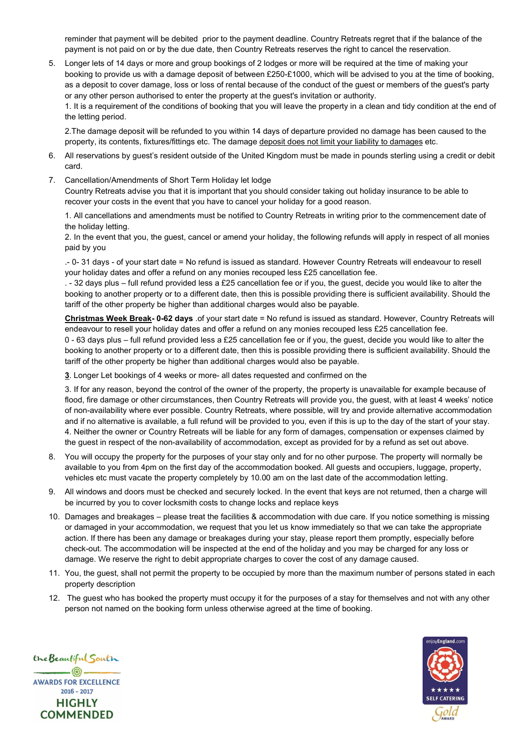reminder that payment will be debited prior to the payment deadline. Country Retreats regret that if the balance of the payment is not paid on or by the due date, then Country Retreats reserves the right to cancel the reservation.

5. Longer lets of 14 days or more and group bookings of 2 lodges or more will be required at the time of making your booking to provide us with a damage deposit of between £250-£1000, which will be advised to you at the time of booking, as a deposit to cover damage, loss or loss of rental because of the conduct of the guest or members of the guest's party or any other person authorised to enter the property at the guest's invitation or authority.
   1. It is a requirement of the conditions of booking that you will leave the property in a clean and tidy condition at the end of the letting period.

   2.The damage deposit will be refunded to you within 14 days of departure provided no damage has been caused to the property, its contents, fixtures/fittings etc. The damage deposit does not limit your liability to damages etc.

6. All reservations by guest's resident outside of the United Kingdom must be made in pounds sterling using a credit or debit card.

7. Cancellation/Amendments of Short Term Holiday let lodge
   Country Retreats advise you that it is important that you should consider taking out holiday insurance to be able to recover your costs in the event that you have to cancel your holiday for a good reason.

   1. All cancellations and amendments must be notified to Country Retreats in writing prior to the commencement date of the holiday letting.
   2. In the event that you, the guest, cancel or amend your holiday, the following refunds will apply in respect of all monies paid by you

   .- 0- 31 days - of your start date = No refund is issued as standard. However Country Retreats will endeavour to resell your holiday dates and offer a refund on any monies recouped less £25 cancellation fee.
   . - 32 days plus – full refund provided less a £25 cancellation fee or if you, the guest, decide you would like to alter the booking to another property or to a different date, then this is possible providing there is sufficient availability. Should the tariff of the other property be higher than additional charges would also be payable.

   **Christmas Week Break- 0-62 days** .of your start date = No refund is issued as standard. However, Country Retreats will endeavour to resell your holiday dates and offer a refund on any monies recouped less £25 cancellation fee.
   0 - 63 days plus – full refund provided less a £25 cancellation fee or if you, the guest, decide you would like to alter the booking to another property or to a different date, then this is possible providing there is sufficient availability. Should the tariff of the other property be higher than additional charges would also be payable.

   **3**. Longer Let bookings of 4 weeks or more- all dates requested and confirmed on the

   3. If for any reason, beyond the control of the owner of the property, the property is unavailable for example because of flood, fire damage or other circumstances, then Country Retreats will provide you, the guest, with at least 4 weeks' notice of non-availability where ever possible. Country Retreats, where possible, will try and provide alternative accommodation and if no alternative is available, a full refund will be provided to you, even if this is up to the day of the start of your stay.
   4. Neither the owner or Country Retreats will be liable for any form of damages, compensation or expenses claimed by the guest in respect of the non-availability of accommodation, except as provided for by a refund as set out above.

8. You will occupy the property for the purposes of your stay only and for no other purpose. The property will normally be available to you from 4pm on the first day of the accommodation booked. All guests and occupiers, luggage, property, vehicles etc must vacate the property completely by 10.00 am on the last date of the accommodation letting.

9. All windows and doors must be checked and securely locked. In the event that keys are not returned, then a charge will be incurred by you to cover locksmith costs to change locks and replace keys

10. Damages and breakages – please treat the facilities & accommodation with due care. If you notice something is missing or damaged in your accommodation, we request that you let us know immediately so that we can take the appropriate action. If there has been any damage or breakages during your stay, please report them promptly, especially before check-out. The accommodation will be inspected at the end of the holiday and you may be charged for any loss or damage. We reserve the right to debit appropriate charges to cover the cost of any damage caused.

11. You, the guest, shall not permit the property to be occupied by more than the maximum number of persons stated in each property description

12. The guest who has booked the property must occupy it for the purposes of a stay for themselves and not with any other person not named on the booking form unless otherwise agreed at the time of booking.

the Beautiful South
AWARDS FOR EXCELLENCE
2016 - 2017
HIGHLY COMMENDED

enjoyEngland.com
★★★★★
SELF CATERING
Gold AWARD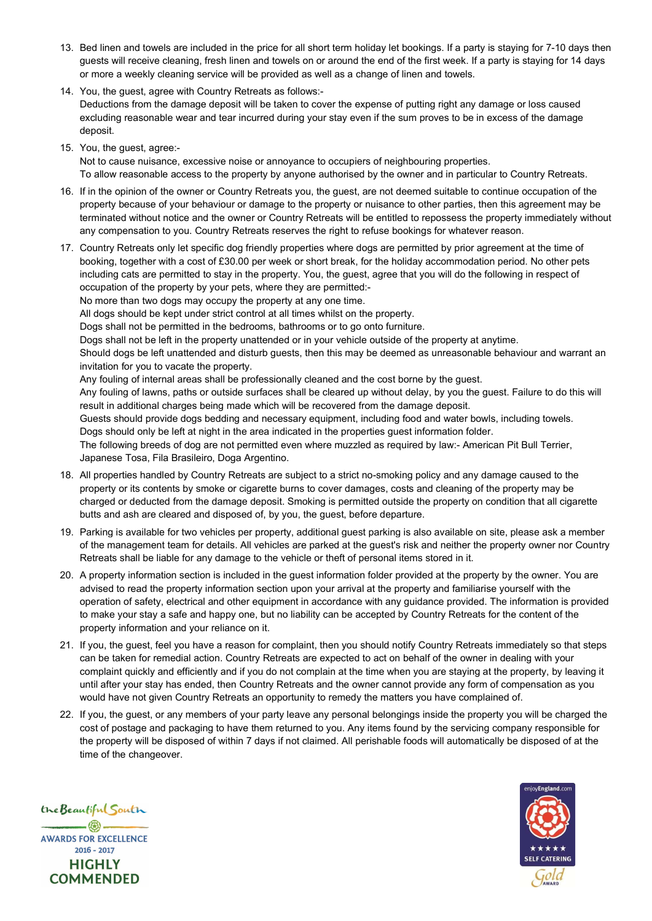13. Bed linen and towels are included in the price for all short term holiday let bookings. If a party is staying for 7-10 days then guests will receive cleaning, fresh linen and towels on or around the end of the first week. If a party is staying for 14 days or more a weekly cleaning service will be provided as well as a change of linen and towels.

14. You, the guest, agree with Country Retreats as follows:-
    Deductions from the damage deposit will be taken to cover the expense of putting right any damage or loss caused excluding reasonable wear and tear incurred during your stay even if the sum proves to be in excess of the damage deposit.

15. You, the guest, agree:-
    Not to cause nuisance, excessive noise or annoyance to occupiers of neighbouring properties.
    To allow reasonable access to the property by anyone authorised by the owner and in particular to Country Retreats.

16. If in the opinion of the owner or Country Retreats you, the guest, are not deemed suitable to continue occupation of the property because of your behaviour or damage to the property or nuisance to other parties, then this agreement may be terminated without notice and the owner or Country Retreats will be entitled to repossess the property immediately without any compensation to you. Country Retreats reserves the right to refuse bookings for whatever reason.

17. Country Retreats only let specific dog friendly properties where dogs are permitted by prior agreement at the time of booking, together with a cost of £30.00 per week or short break, for the holiday accommodation period. No other pets including cats are permitted to stay in the property. You, the guest, agree that you will do the following in respect of occupation of the property by your pets, where they are permitted:-
    No more than two dogs may occupy the property at any one time.
    All dogs should be kept under strict control at all times whilst on the property.
    Dogs shall not be permitted in the bedrooms, bathrooms or to go onto furniture.
    Dogs shall not be left in the property unattended or in your vehicle outside of the property at anytime.
    Should dogs be left unattended and disturb guests, then this may be deemed as unreasonable behaviour and warrant an invitation for you to vacate the property.
    Any fouling of internal areas shall be professionally cleaned and the cost borne by the guest.
    Any fouling of lawns, paths or outside surfaces shall be cleared up without delay, by you the guest. Failure to do this will result in additional charges being made which will be recovered from the damage deposit.
    Guests should provide dogs bedding and necessary equipment, including food and water bowls, including towels.
    Dogs should only be left at night in the area indicated in the properties guest information folder.
    The following breeds of dog are not permitted even where muzzled as required by law:- American Pit Bull Terrier, Japanese Tosa, Fila Brasileiro, Doga Argentino.

18. All properties handled by Country Retreats are subject to a strict no-smoking policy and any damage caused to the property or its contents by smoke or cigarette burns to cover damages, costs and cleaning of the property may be charged or deducted from the damage deposit. Smoking is permitted outside the property on condition that all cigarette butts and ash are cleared and disposed of, by you, the guest, before departure.

19. Parking is available for two vehicles per property, additional guest parking is also available on site, please ask a member of the management team for details. All vehicles are parked at the guest's risk and neither the property owner nor Country Retreats shall be liable for any damage to the vehicle or theft of personal items stored in it.

20. A property information section is included in the guest information folder provided at the property by the owner. You are advised to read the property information section upon your arrival at the property and familiarise yourself with the operation of safety, electrical and other equipment in accordance with any guidance provided. The information is provided to make your stay a safe and happy one, but no liability can be accepted by Country Retreats for the content of the property information and your reliance on it.

21. If you, the guest, feel you have a reason for complaint, then you should notify Country Retreats immediately so that steps can be taken for remedial action. Country Retreats are expected to act on behalf of the owner in dealing with your complaint quickly and efficiently and if you do not complain at the time when you are staying at the property, by leaving it until after your stay has ended, then Country Retreats and the owner cannot provide any form of compensation as you would have not given Country Retreats an opportunity to remedy the matters you have complained of.

22. If you, the guest, or any members of your party leave any personal belongings inside the property you will be charged the cost of postage and packaging to have them returned to you. Any items found by the servicing company responsible for the property will be disposed of within 7 days if not claimed. All perishable foods will automatically be disposed of at the time of the changeover.

the Beautiful South
AWARDS FOR EXCELLENCE
2016 - 2017
HIGHLY COMMENDED

enjoyEngland.com
★★★★★
SELF CATERING
Gold AWARD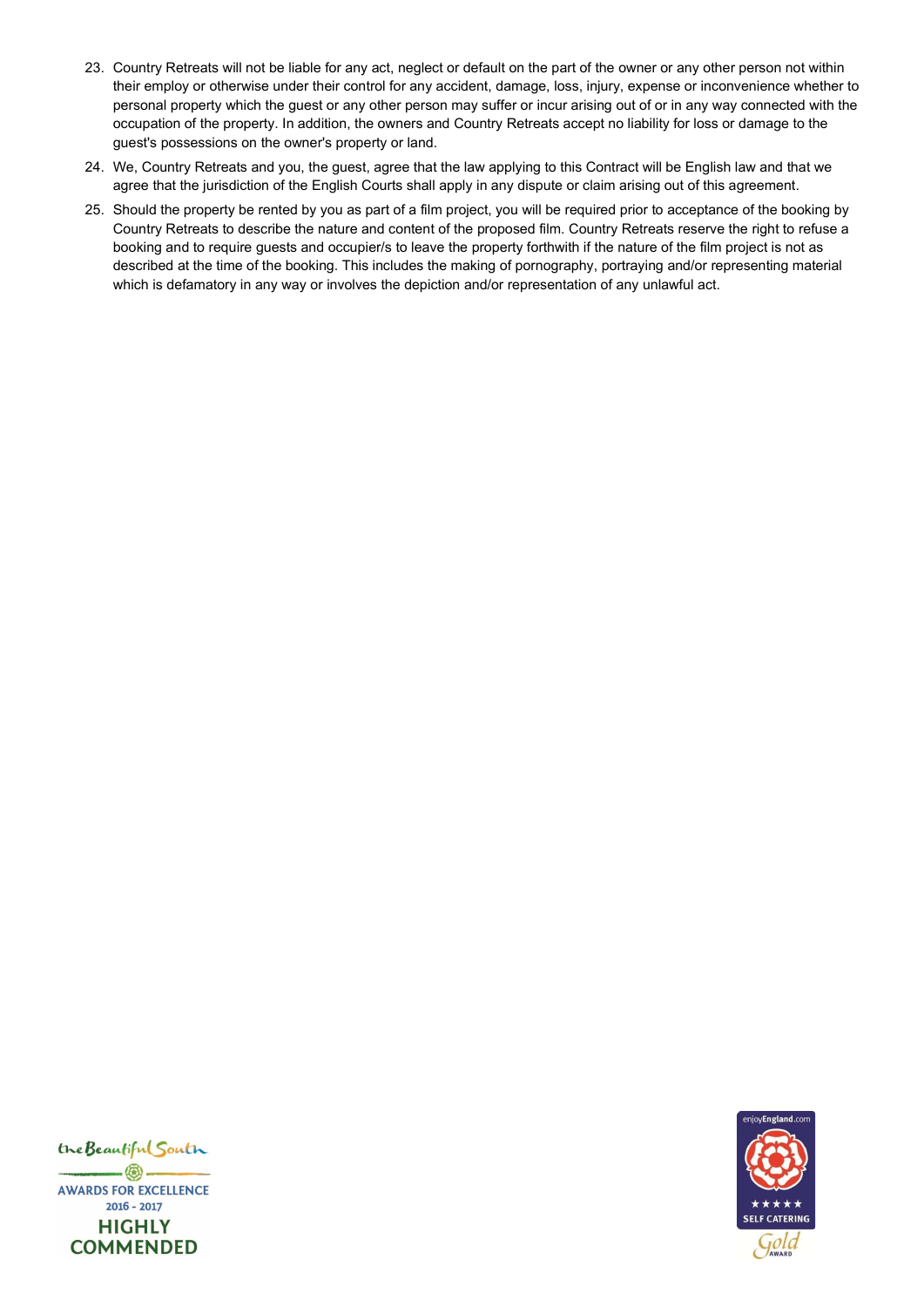23. Country Retreats will not be liable for any act, neglect or default on the part of the owner or any other person not within their employ or otherwise under their control for any accident, damage, loss, injury, expense or inconvenience whether to personal property which the guest or any other person may suffer or incur arising out of or in any way connected with the occupation of the property. In addition, the owners and Country Retreats accept no liability for loss or damage to the guest's possessions on the owner's property or land.
24. We, Country Retreats and you, the guest, agree that the law applying to this Contract will be English law and that we agree that the jurisdiction of the English Courts shall apply in any dispute or claim arising out of this agreement.
25. Should the property be rented by you as part of a film project, you will be required prior to acceptance of the booking by Country Retreats to describe the nature and content of the proposed film. Country Retreats reserve the right to refuse a booking and to require guests and occupier/s to leave the property forthwith if the nature of the film project is not as described at the time of the booking. This includes the making of pornography, portraying and/or representing material which is defamatory in any way or involves the depiction and/or representation of any unlawful act.

the Beautiful South
AWARDS FOR EXCELLENCE
2016 - 2017
HIGHLY COMMENDED

enjoyEngland.com
★★★★★
SELF CATERING
Gold AWARD